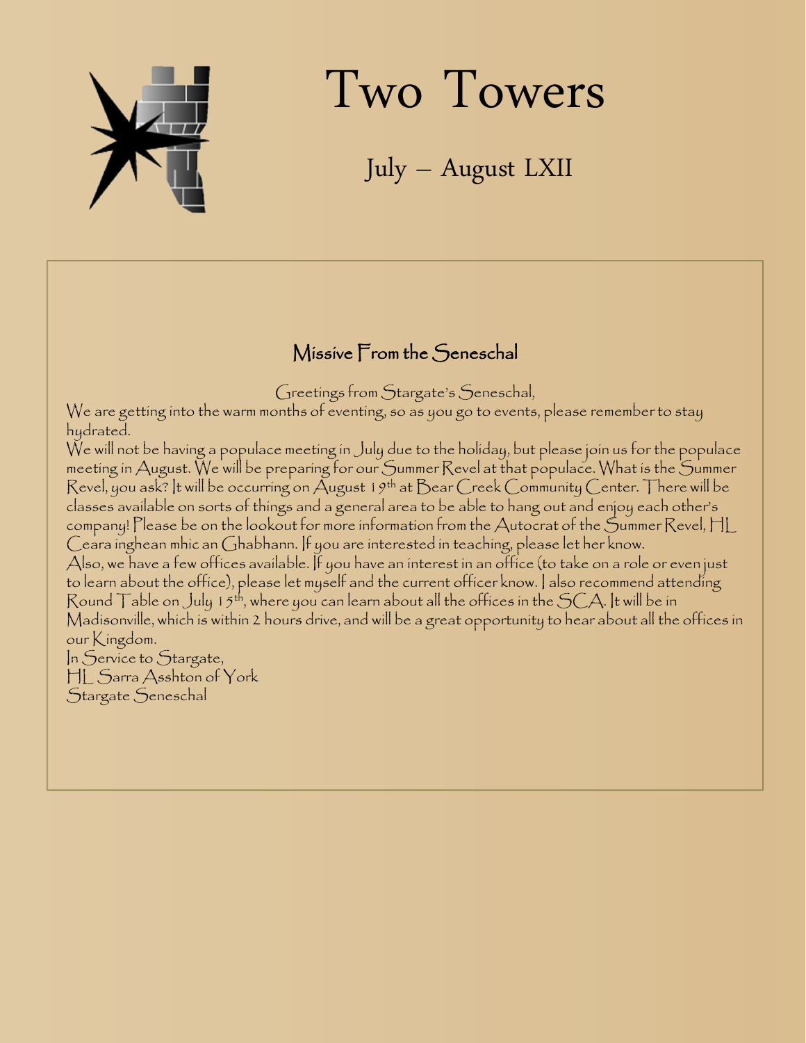# Two Towers

## July – August LXII

### Missive From the Seneschal

Greetings from Stargate's Seneschal,

We are getting into the warm months of eventing, so as you go to events, please remember to stay hydrated.

We will not be having a populace meeting in July due to the holiday, but please join us for the populace meeting in August. We will be preparing for our Summer Revel at that populace. What is the Summer Revel, you ask? It will be occurring on August 19th at Bear Creek Community Center. There will be classes available on sorts of things and a general area to be able to hang out and enjoy each other's company! Please be on the lookout for more information from the Autocrat of the Summer Revel, HL Ceara inghean mhic an Ghabhann. If you are interested in teaching, please let her know.

Also, we have a few offices available. If you have an interest in an office (to take on a role or even just to learn about the office), please let myself and the current officer know. I also recommend attending Round Table on July 15th, where you can learn about all the offices in the SCA. It will be in Madisonville, which is within 2 hours drive, and will be a great opportunity to hear about all the offices in our Kingdom.

In Service to Stargate,
HL Sarra Asshton of York
Stargate Seneschal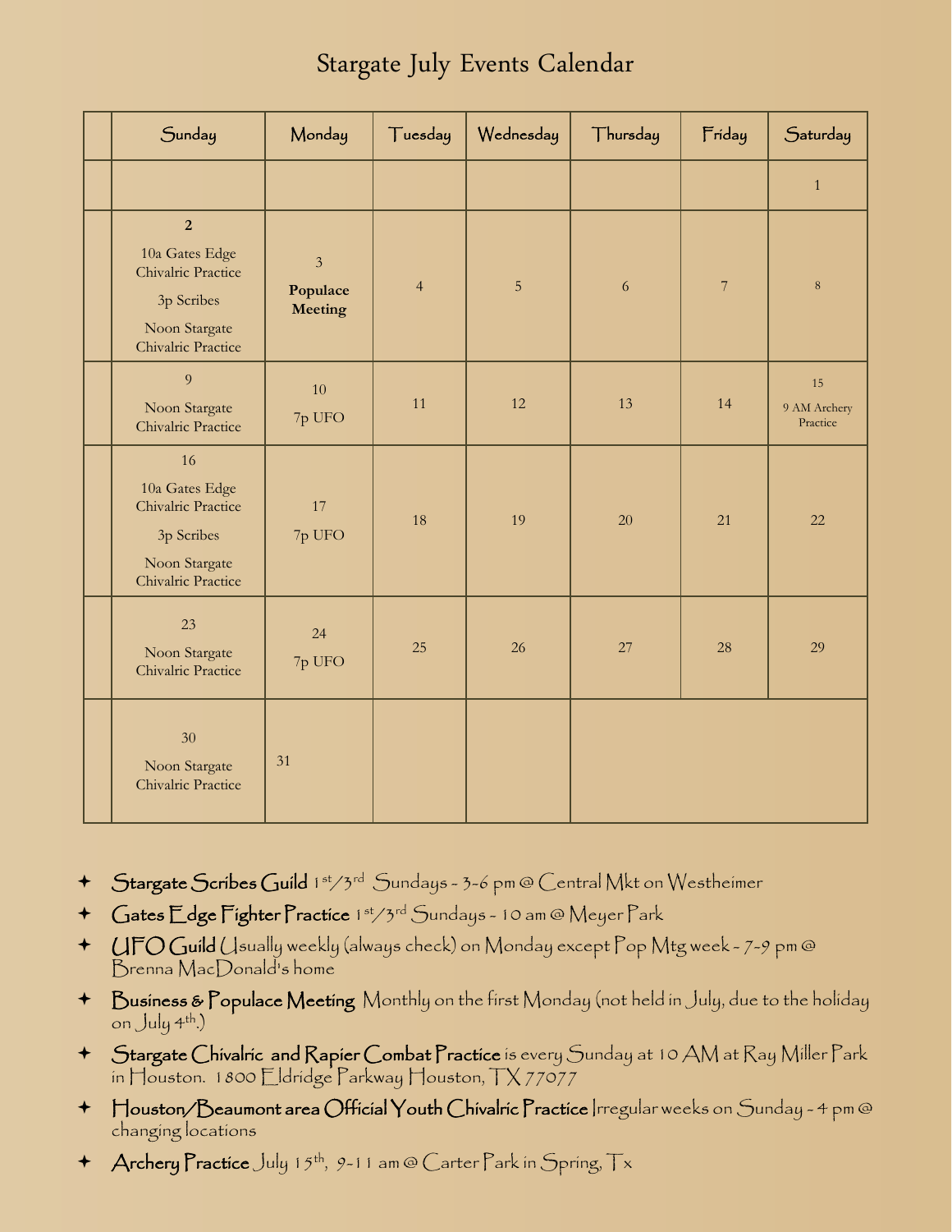# Stargate July Events Calendar

| | Sunday | Monday | Tuesday | Wednesday | Thursday | Friday | Saturday |
|---|---|---|---|---|---|---|---|
| | | | | | | | 1 |
| | **2** 10a Gates Edge Chivalric Practice 3p Scribes Noon Stargate Chivalric Practice | 3 **Populace Meeting** | 4 | 5 | 6 | 7 | 8 |
| | 9 Noon Stargate Chivalric Practice | 10 7p UFO | 11 | 12 | 13 | 14 | 15 9 AM Archery Practice |
| | 16 10a Gates Edge Chivalric Practice 3p Scribes Noon Stargate Chivalric Practice | 17 7p UFO | 18 | 19 | 20 | 21 | 22 |
| | 23 Noon Stargate Chivalric Practice | 24 7p UFO | 25 | 26 | 27 | 28 | 29 |
| | 30 Noon Stargate Chivalric Practice | 31 | | | | | |

- **Stargate Scribes Guild** 1st/3rd Sundays - 3-6 pm @ Central Mkt on Westheimer
- **Gates Edge Fighter Practice** 1st/3rd Sundays - 10 am @ Meyer Park
- **UFO Guild** Usually weekly (always check) on Monday except Pop Mtg week - 7-9 pm @ Brenna MacDonald's home
- **Business & Populace Meeting** Monthly on the first Monday (not held in July, due to the holiday on July 4th.)
- **Stargate Chivalric and Rapier Combat Practice** is every Sunday at 10 AM at Ray Miller Park in Houston. 1800 Eldridge Parkway Houston, TX 77077
- **Houston/Beaumont area Official Youth Chivalric Practice** Irregular weeks on Sunday - 4 pm @ changing locations
- **Archery Practice** July 15th, 9-11 am @ Carter Park in Spring, Tx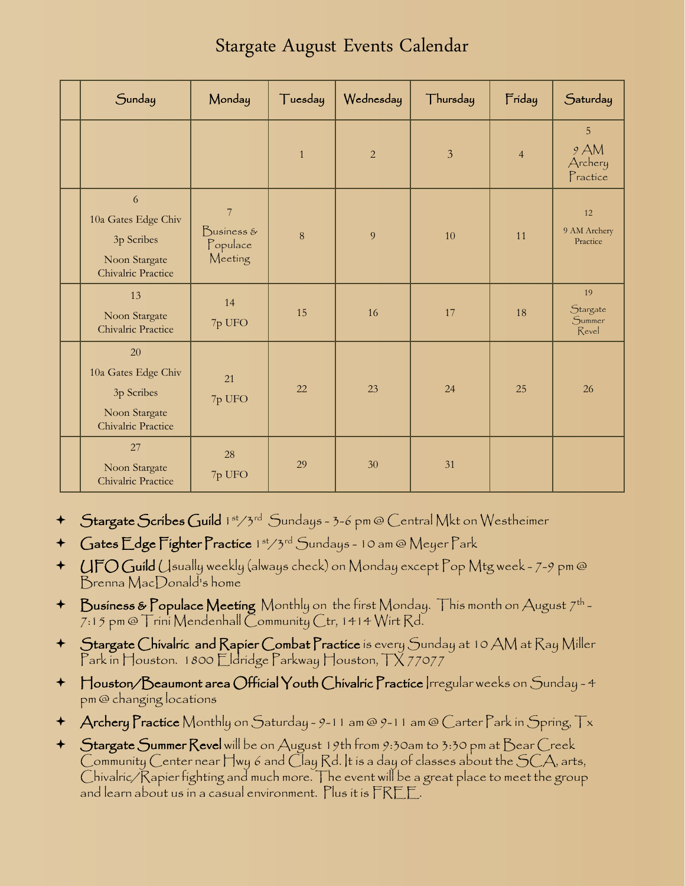# Stargate August Events Calendar

| | Sunday | Monday | Tuesday | Wednesday | Thursday | Friday | Saturday |
|---|---|---|---|---|---|---|---|
| | | | 1 | 2 | 3 | 4 | 5<br>9 AM Archery Practice |
| | 6<br>10a Gates Edge Chiv<br>3p Scribes<br>Noon Stargate Chivalric Practice | 7<br>Business & Populace Meeting | 8 | 9 | 10 | 11 | 12<br>9 AM Archery Practice |
| | 13<br>Noon Stargate Chivalric Practice | 14<br>7p UFO | 15 | 16 | 17 | 18 | 19<br>Stargate Summer Revel |
| | 20<br>10a Gates Edge Chiv<br>3p Scribes<br>Noon Stargate Chivalric Practice | 21<br>7p UFO | 22 | 23 | 24 | 25 | 26 |
| | 27<br>Noon Stargate Chivalric Practice | 28<br>7p UFO | 29 | 30 | 31 | | |

- **Stargate Scribes Guild** 1st/3rd Sundays - 3-6 pm @ Central Mkt on Westheimer
- **Gates Edge Fighter Practice** 1st/3rd Sundays - 10 am @ Meyer Park
- **UFO Guild** Usually weekly (always check) on Monday except Pop Mtg week - 7-9 pm @ Brenna MacDonald's home
- **Business & Populace Meeting** Monthly on the first Monday. This month on August 7th - 7:15 pm @ Trini Mendenhall Community Ctr, 1414 Wirt Rd.
- **Stargate Chivalric and Rapier Combat Practice** is every Sunday at 10 AM at Ray Miller Park in Houston. 1800 Eldridge Parkway Houston, TX 77077
- **Houston/Beaumont area Official Youth Chivalric Practice** Irregular weeks on Sunday - 4 pm @ changing locations
- **Archery Practice** Monthly on Saturday - 9-11 am @ 9-11 am @ Carter Park in Spring, Tx
- **Stargate Summer Revel** will be on August 19th from 9:30am to 3:30 pm at Bear Creek Community Center near Hwy 6 and Clay Rd. It is a day of classes about the SCA, arts, Chivalric/Rapier fighting and much more. The event will be a great place to meet the group and learn about us in a casual environment. Plus it is FREE.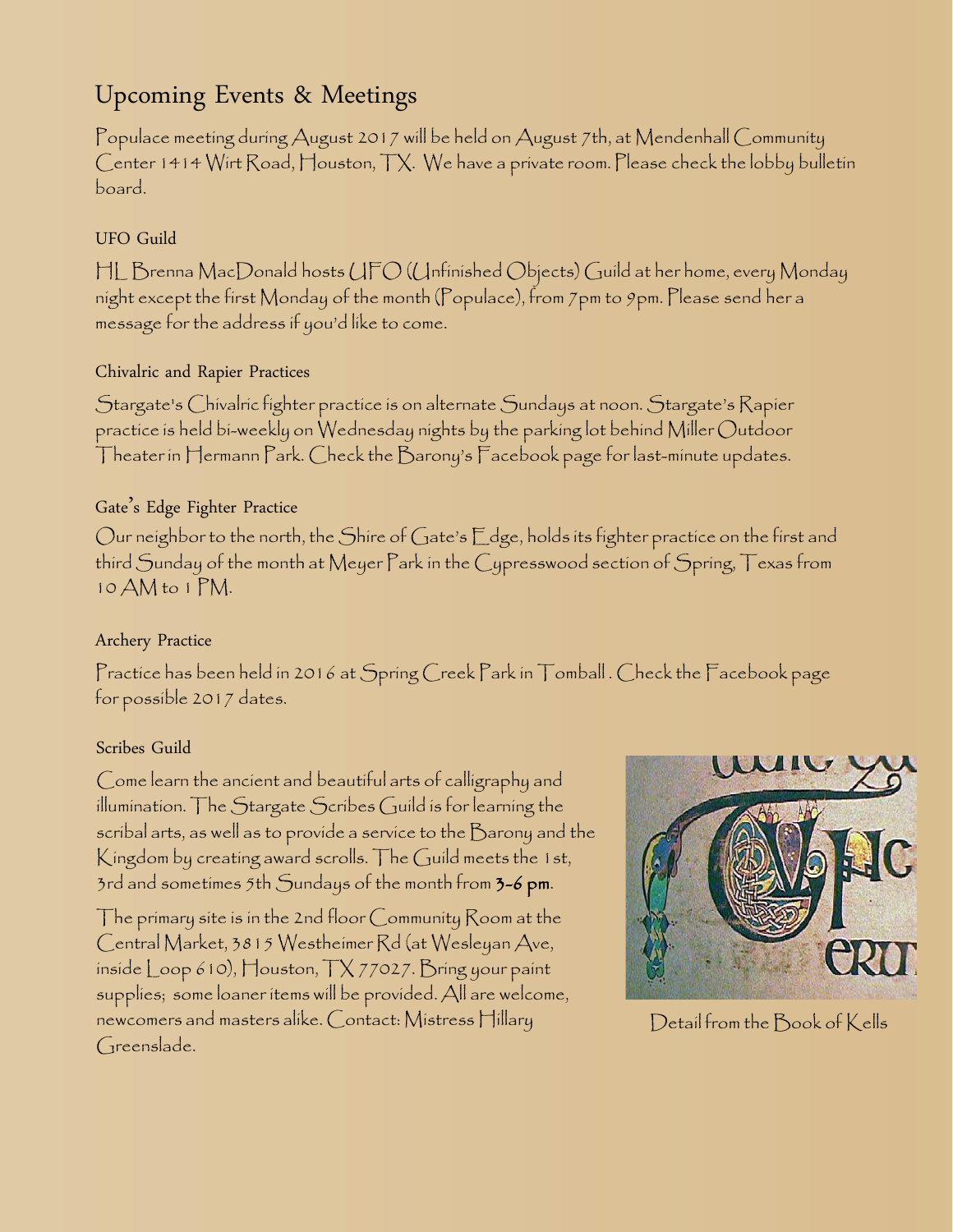## Upcoming Events & Meetings

Populace meeting during August 2017 will be held on August 7th, at Mendenhall Community Center 1414 Wirt Road, Houston, TX. We have a private room. Please check the lobby bulletin board.

### UFO Guild

HL Brenna MacDonald hosts UFO (Unfinished Objects) Guild at her home, every Monday night except the first Monday of the month (Populace), from 7pm to 9pm. Please send her a message for the address if you'd like to come.

### Chivalric and Rapier Practices

Stargate's Chivalric fighter practice is on alternate Sundays at noon. Stargate's Rapier practice is held bi-weekly on Wednesday nights by the parking lot behind Miller Outdoor Theater in Hermann Park. Check the Barony's Facebook page for last-minute updates.

### Gate's Edge Fighter Practice

Our neighbor to the north, the Shire of Gate's Edge, holds its fighter practice on the first and third Sunday of the month at Meyer Park in the Cypresswood section of Spring, Texas from 10 AM to 1 PM.

### Archery Practice

Practice has been held in 2016 at Spring Creek Park in Tomball . Check the Facebook page for possible 2017 dates.

### Scribes Guild

Come learn the ancient and beautiful arts of calligraphy and illumination. The Stargate Scribes Guild is for learning the scribal arts, as well as to provide a service to the Barony and the Kingdom by creating award scrolls. The Guild meets the 1st, 3rd and sometimes 5th Sundays of the month from **3-6 pm**.

The primary site is in the 2nd floor Community Room at the Central Market, 3815 Westheimer Rd (at Wesleyan Ave, inside Loop 610), Houston, TX 77027. Bring your paint supplies; some loaner items will be provided. All are welcome, newcomers and masters alike. Contact: Mistress Hillary Greenslade.

Detail from the Book of Kells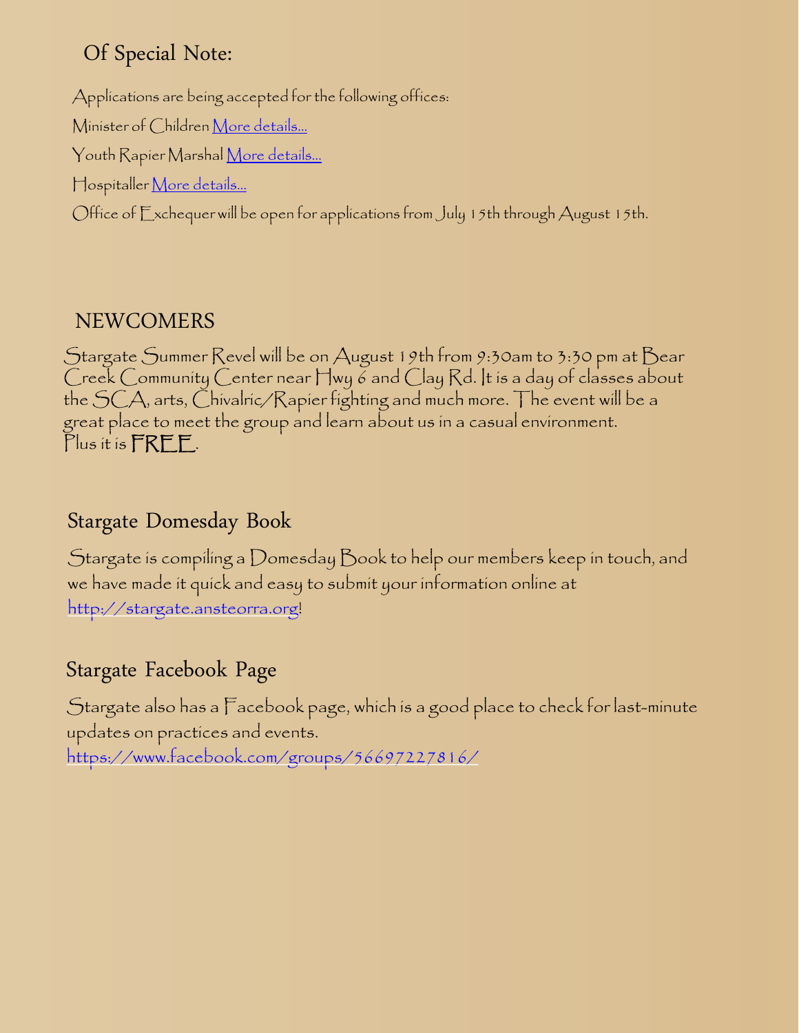## Of Special Note:

Applications are being accepted for the following offices:

Minister of Children [More details...]

Youth Rapier Marshal [More details...]

Hospitaller [More details...]

Office of Exchequer will be open for applications from July 15th through August 15th.

## NEWCOMERS

Stargate Summer Revel will be on August 19th from 9:30am to 3:30 pm at Bear Creek Community Center near Hwy 6 and Clay Rd. It is a day of classes about the SCA, arts, Chivalric/Rapier fighting and much more. The event will be a great place to meet the group and learn about us in a casual environment. Plus it is **FREE**.

## Stargate Domesday Book

Stargate is compiling a Domesday Book to help our members keep in touch, and we have made it quick and easy to submit your information online at http://stargate.ansteorra.org!

## Stargate Facebook Page

Stargate also has a Facebook page, which is a good place to check for last-minute updates on practices and events.
https://www.facebook.com/groups/56697227816/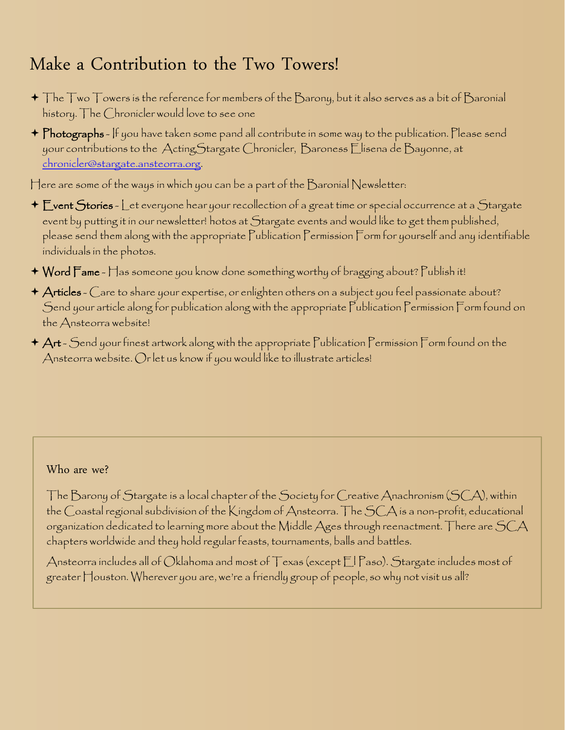# Make a Contribution to the Two Towers!

- The Two Towers is the reference for members of the Barony, but it also serves as a bit of Baronial history. The Chronicler would love to see one
- **Photographs** - If you have taken some pand all contribute in some way to the publication. Please send your contributions to the ActingStargate Chronicler, Baroness Elisena de Bayonne, at chronicler@stargate.ansteorra.org.

Here are some of the ways in which you can be a part of the Baronial Newsletter:

- **Event Stories** - Let everyone hear your recollection of a great time or special occurrence at a Stargate event by putting it in our newsletter! hotos at Stargate events and would like to get them published, please send them along with the appropriate Publication Permission Form for yourself and any identifiable individuals in the photos.
- **Word Fame** - Has someone you know done something worthy of bragging about? Publish it!
- **Articles** - Care to share your expertise, or enlighten others on a subject you feel passionate about? Send your article along for publication along with the appropriate Publication Permission Form found on the Ansteorra website!
- **Art** - Send your finest artwork along with the appropriate Publication Permission Form found on the Ansteorra website. Or let us know if you would like to illustrate articles!

## Who are we?

The Barony of Stargate is a local chapter of the Society for Creative Anachronism (SCA), within the Coastal regional subdivision of the Kingdom of Ansteorra. The SCA is a non-profit, educational organization dedicated to learning more about the Middle Ages through reenactment. There are SCA chapters worldwide and they hold regular feasts, tournaments, balls and battles.

Ansteorra includes all of Oklahoma and most of Texas (except El Paso). Stargate includes most of greater Houston. Wherever you are, we're a friendly group of people, so why not visit us all?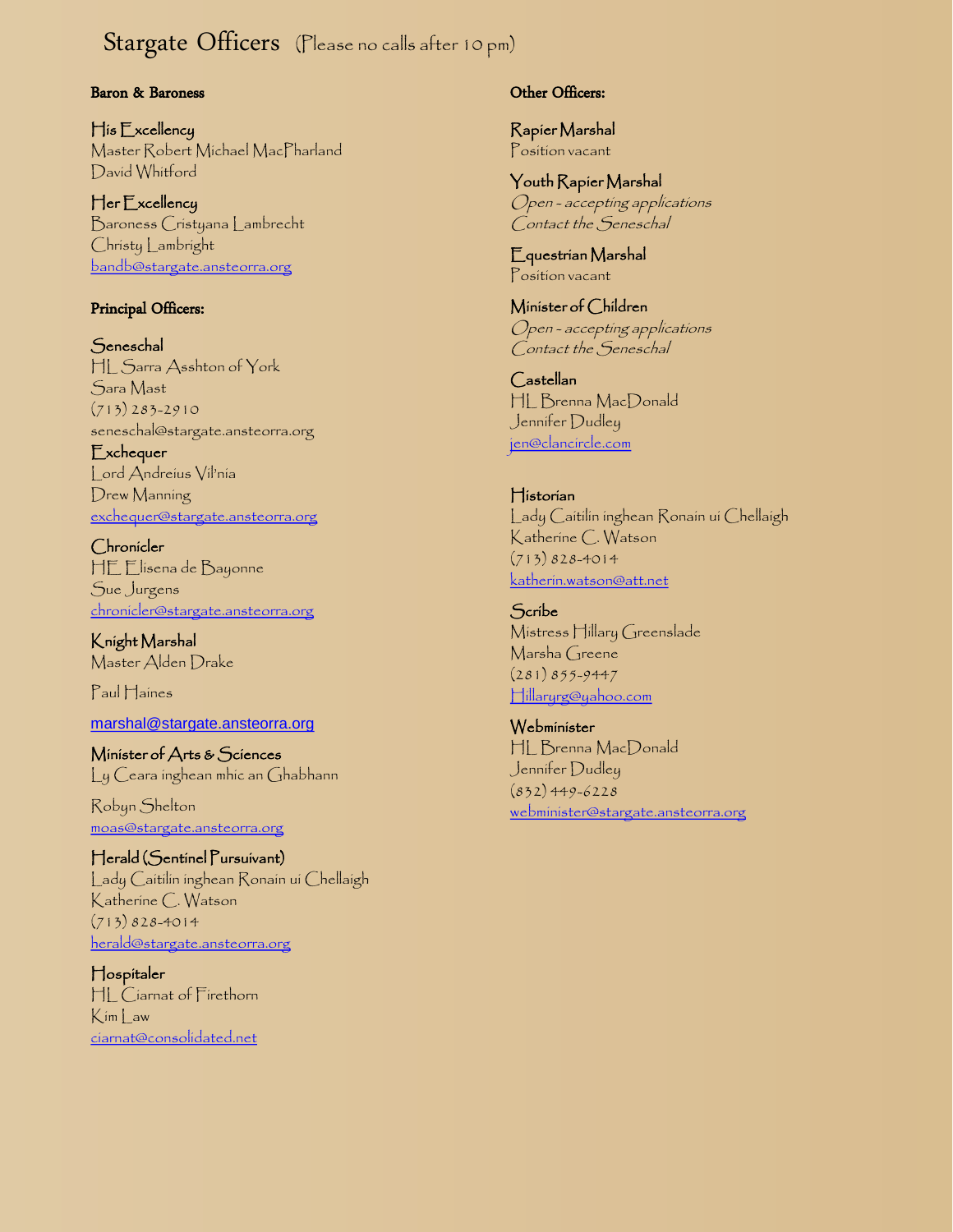# Stargate Officers (Please no calls after 10 pm)

**Baron & Baroness**

His Excellency
Master Robert Michael MacPharland
David Whitford

Her Excellency
Baroness Cristyana Lambrecht
Christy Lambright
bandb@stargate.ansteorra.org

**Principal Officers:**

Seneschal
HL Sarra Asshton of York
Sara Mast
(713) 283-2910
seneschal@stargate.ansteorra.org

Exchequer
Lord Andreius Vil'nia
Drew Manning
exchequer@stargate.ansteorra.org

Chronicler
HE Elisena de Bayonne
Sue Jurgens
chronicler@stargate.ansteorra.org

Knight Marshal
Master Alden Drake
Paul Haines
marshal@stargate.ansteorra.org

Minister of Arts & Sciences
Ly Ceara inghean mhic an Ghabhann
Robyn Shelton
moas@stargate.ansteorra.org

Herald (Sentinel Pursuivant)
Lady Caitilin inghean Ronain ui Chellaigh
Katherine C. Watson
(713) 828-4014
herald@stargate.ansteorra.org

Hospitaler
HL Ciarnat of Firethorn
Kim Law
ciarnat@consolidated.net

**Other Officers:**

Rapier Marshal
Position vacant

Youth Rapier Marshal
*Open - accepting applications*
*Contact the Seneschal*

Equestrian Marshal
Position vacant

Minister of Children
*Open - accepting applications*
*Contact the Seneschal*

Castellan
HL Brenna MacDonald
Jennifer Dudley
jen@clancircle.com

Historian
Lady Caitilin inghean Ronain ui Chellaigh
Katherine C. Watson
(713) 828-4014
katherin.watson@att.net

Scribe
Mistress Hillary Greenslade
Marsha Greene
(281) 855-9447
Hillaryrg@yahoo.com

Webminister
HL Brenna MacDonald
Jennifer Dudley
(832) 449-6228
webminister@stargate.ansteorra.org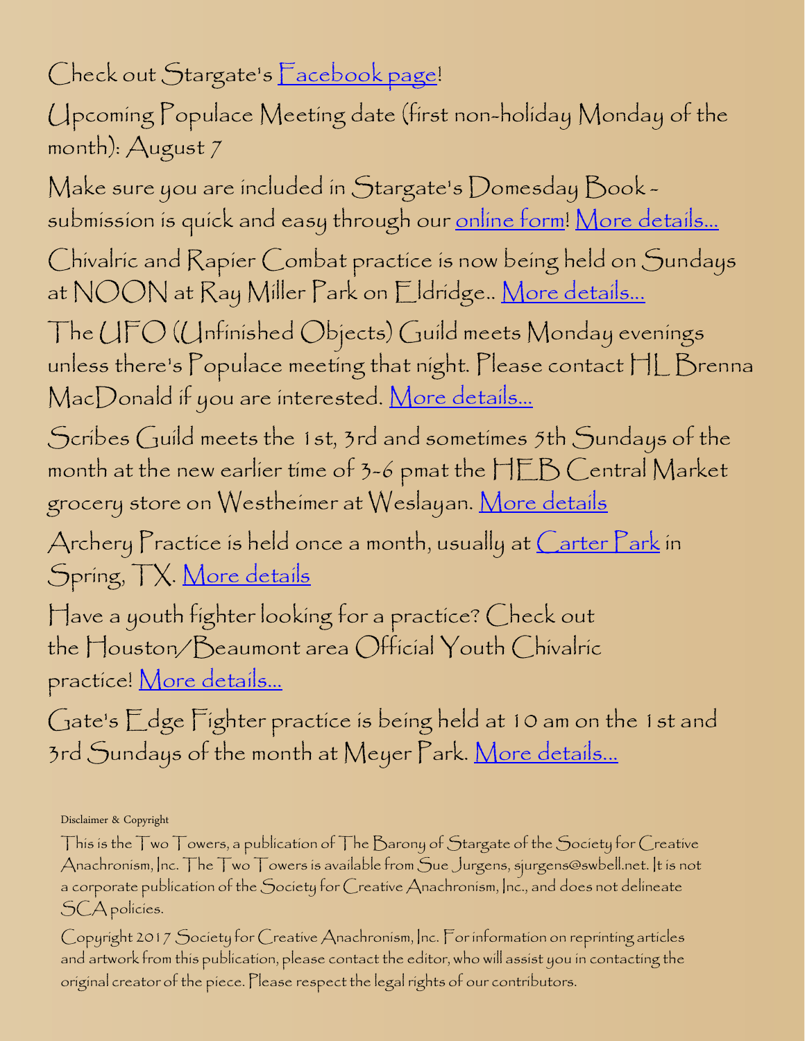Check out Stargate's Facebook page!

Upcoming Populace Meeting date (first non-holiday Monday of the month): August 7

Make sure you are included in Stargate's Domesday Book - submission is quick and easy through our online form! More details...

Chivalric and Rapier Combat practice is now being held on Sundays at NOON at Ray Miller Park on Eldridge.. More details...

The UFO (Unfinished Objects) Guild meets Monday evenings unless there's Populace meeting that night. Please contact HL Brenna MacDonald if you are interested. More details...

Scribes Guild meets the 1st, 3rd and sometimes 5th Sundays of the month at the new earlier time of 3-6 pmat the HEB Central Market grocery store on Westheimer at Weslayan. More details

Archery Practice is held once a month, usually at Carter Park in Spring, TX. More details

Have a youth fighter looking for a practice? Check out the Houston/Beaumont area Official Youth Chivalric practice! More details...

Gate's Edge Fighter practice is being held at 10 am on the 1st and 3rd Sundays of the month at Meyer Park. More details...

Disclaimer & Copyright

This is the Two Towers, a publication of The Barony of Stargate of the Society for Creative Anachronism, Inc. The Two Towers is available from Sue Jurgens, sjurgens@swbell.net. It is not a corporate publication of the Society for Creative Anachronism, Inc., and does not delineate SCA policies.

Copyright 2017 Society for Creative Anachronism, Inc. For information on reprinting articles and artwork from this publication, please contact the editor, who will assist you in contacting the original creator of the piece. Please respect the legal rights of our contributors.